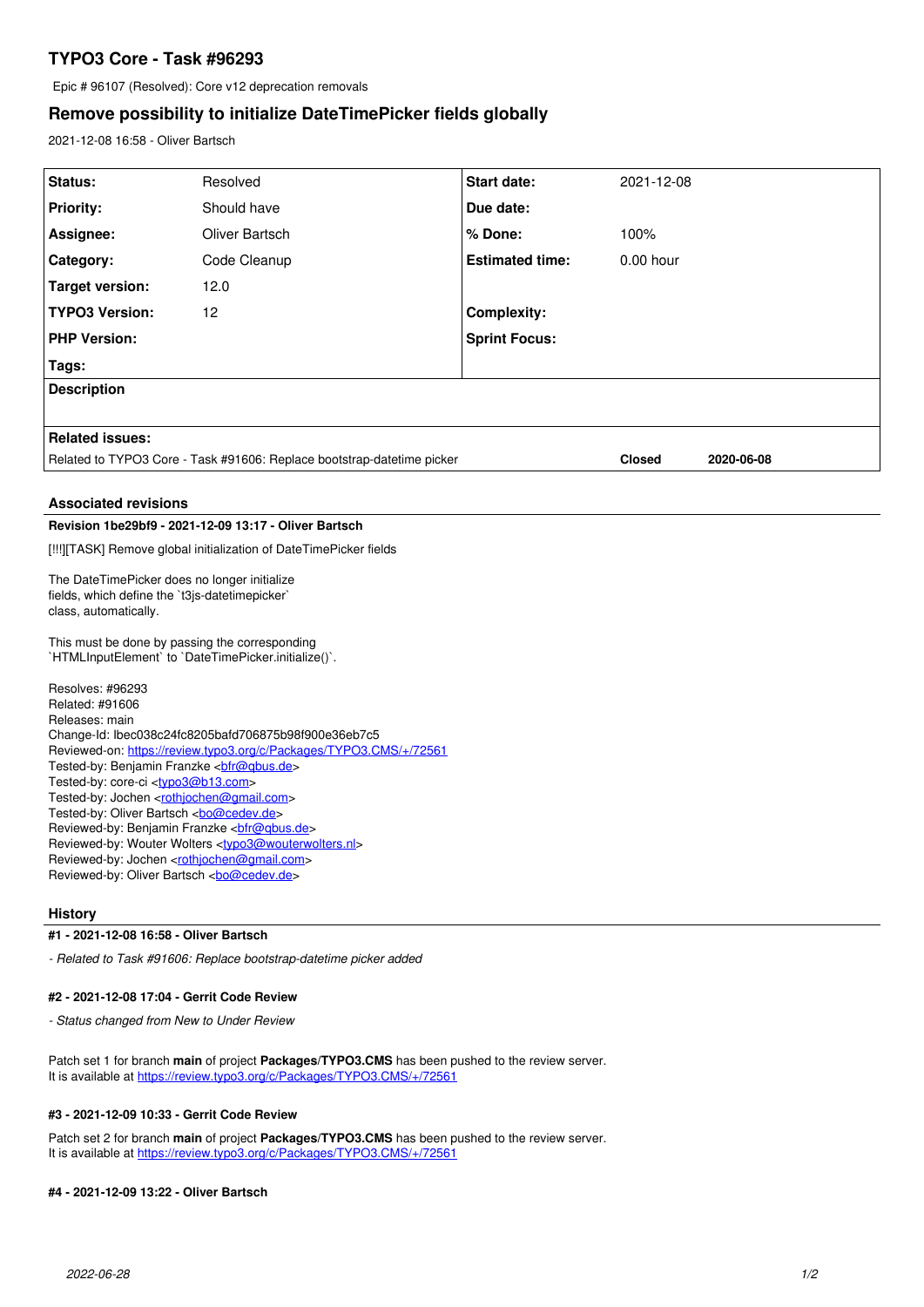# TYPO3 Core - Task #96293

Epic # 96107 (Resolved): Core v12 deprecation removals

## Remove possibility to initialize DateTimePicker fields globally

2021-12-08 16:58 - Oliver Bartsch

| | | | |
|---|---|---|---|
| **Status:** | Resolved | **Start date:** | 2021-12-08 |
| **Priority:** | Should have | **Due date:** | |
| **Assignee:** | Oliver Bartsch | **% Done:** | 100% |
| **Category:** | Code Cleanup | **Estimated time:** | 0.00 hour |
| **Target version:** | 12.0 | | |
| **TYPO3 Version:** | 12 | **Complexity:** | |
| **PHP Version:** | | **Sprint Focus:** | |
| **Tags:** | | | |

**Description**

**Related issues:**

| | | |
|---|---|---|
| Related to TYPO3 Core - Task #91606: Replace bootstrap-datetime picker | **Closed** | **2020-06-08** |

### Associated revisions

**Revision 1be29bf9 - 2021-12-09 13:17 - Oliver Bartsch**

[!!!][TASK] Remove global initialization of DateTimePicker fields

The DateTimePicker does no longer initialize
fields, which define the `t3js-datetimepicker`
class, automatically.

This must be done by passing the corresponding
`HTMLInputElement` to `DateTimePicker.initialize()`.

Resolves: #96293
Related: #91606
Releases: main
Change-Id: Ibec038c24fc8205bafd706875b98f900e36eb7c5
Reviewed-on: https://review.typo3.org/c/Packages/TYPO3.CMS/+/72561
Tested-by: Benjamin Franzke <bfr@qbus.de>
Tested-by: core-ci <typo3@b13.com>
Tested-by: Jochen <rothjochen@gmail.com>
Tested-by: Oliver Bartsch <bo@cedev.de>
Reviewed-by: Benjamin Franzke <bfr@qbus.de>
Reviewed-by: Wouter Wolters <typo3@wouterwolters.nl>
Reviewed-by: Jochen <rothjochen@gmail.com>
Reviewed-by: Oliver Bartsch <bo@cedev.de>

### History

**#1 - 2021-12-08 16:58 - Oliver Bartsch**

*- Related to Task #91606: Replace bootstrap-datetime picker added*

**#2 - 2021-12-08 17:04 - Gerrit Code Review**

*- Status changed from New to Under Review*

Patch set 1 for branch **main** of project **Packages/TYPO3.CMS** has been pushed to the review server.
It is available at https://review.typo3.org/c/Packages/TYPO3.CMS/+/72561

**#3 - 2021-12-09 10:33 - Gerrit Code Review**

Patch set 2 for branch **main** of project **Packages/TYPO3.CMS** has been pushed to the review server.
It is available at https://review.typo3.org/c/Packages/TYPO3.CMS/+/72561

**#4 - 2021-12-09 13:22 - Oliver Bartsch**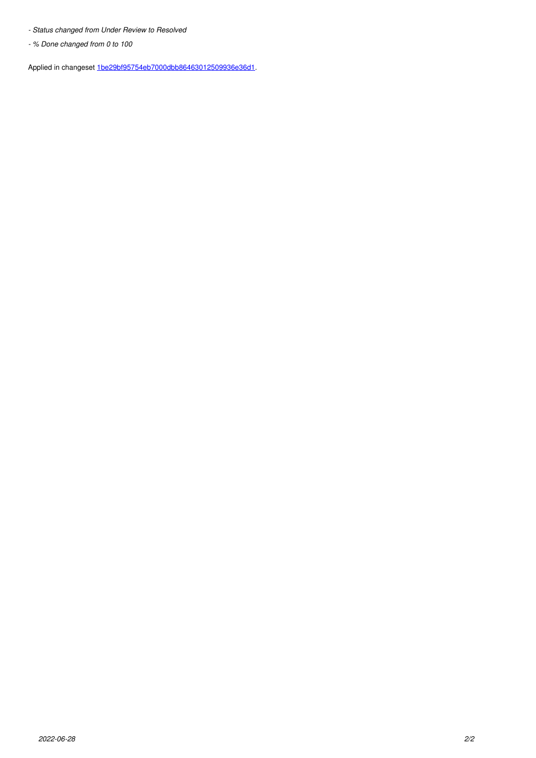- *Status changed from Under Review to Resolved*
- *% Done changed from 0 to 100*

Applied in changeset 1be29bf95754eb7000dbb86463012509936e36d1.